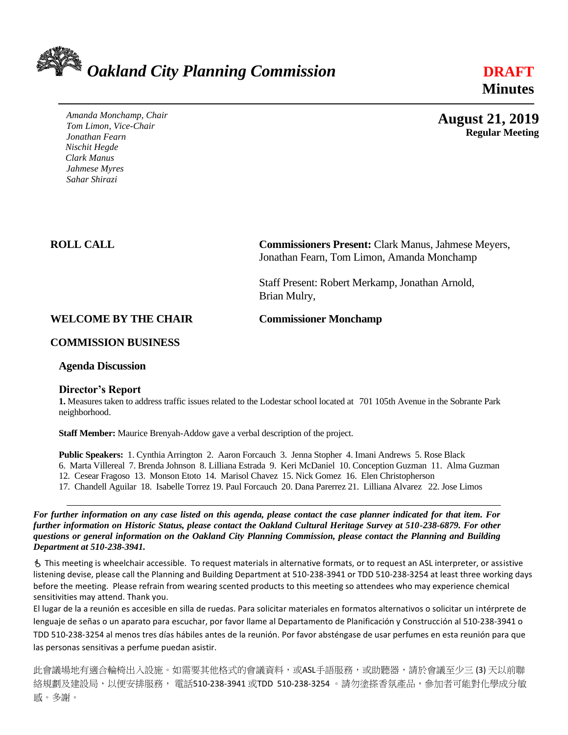# *Oakland City Planning Commission*

**DRAFT**
**Minutes**

*Amanda Monchamp, Chair*
*Tom Limon, Vice-Chair*
*Jonathan Fearn*
*Nischit Hegde*
*Clark Manus*
*Jahmese Myres*
*Sahar Shirazi*

**August 21, 2019**
**Regular Meeting**

**ROLL CALL**

**Commissioners Present:** Clark Manus, Jahmese Meyers, Jonathan Fearn, Tom Limon, Amanda Monchamp

Staff Present: Robert Merkamp, Jonathan Arnold, Brian Mulry,

**WELCOME BY THE CHAIR** **Commissioner Monchamp**

## COMMISSION BUSINESS

### Agenda Discussion

### Director's Report

**1.** Measures taken to address traffic issues related to the Lodestar school located at 701 105th Avenue in the Sobrante Park neighborhood.

**Staff Member:** Maurice Brenyah-Addow gave a verbal description of the project.

**Public Speakers:** 1. Cynthia Arrington 2. Aaron Forcauch 3. Jenna Stopher 4. Imani Andrews 5. Rose Black 6. Marta Villereal 7. Brenda Johnson 8. Lilliana Estrada 9. Keri McDaniel 10. Conception Guzman 11. Alma Guzman 12. Cesear Fragoso 13. Monson Etoto 14. Marisol Chavez 15. Nick Gomez 16. Elen Christopherson 17. Chandell Aguilar 18. Isabelle Torrez 19. Paul Forcauch 20. Dana Parerrez 21. Lilliana Alvarez 22. Jose Limos

---

***For further information on any case listed on this agenda, please contact the case planner indicated for that item. For further information on Historic Status, please contact the Oakland Cultural Heritage Survey at 510-238-6879. For other questions or general information on the Oakland City Planning Commission, please contact the Planning and Building Department at 510-238-3941.***

♿ This meeting is wheelchair accessible. To request materials in alternative formats, or to request an ASL interpreter, or assistive listening devise, please call the Planning and Building Department at 510-238-3941 or TDD 510-238-3254 at least three working days before the meeting. Please refrain from wearing scented products to this meeting so attendees who may experience chemical sensitivities may attend. Thank you.

El lugar de la a reunión es accesible en silla de ruedas. Para solicitar materiales en formatos alternativos o solicitar un intérprete de lenguaje de señas o un aparato para escuchar, por favor llame al Departamento de Planificación y Construcción al 510-238-3941 o TDD 510-238-3254 al menos tres días hábiles antes de la reunión. Por favor absténgase de usar perfumes en esta reunión para que las personas sensitivas a perfume puedan asistir.

此會議場地有適合輪椅出入設施。如需要其他格式的會議資料，或ASL手語服務，或助聽器，請於會議至少三 (3) 天以前聯絡規劃及建設局，以便安排服務， 電話510-238-3941 或TDD 510-238-3254 。請勿塗搽香氛產品，參加者可能對化學成分敏感。多謝。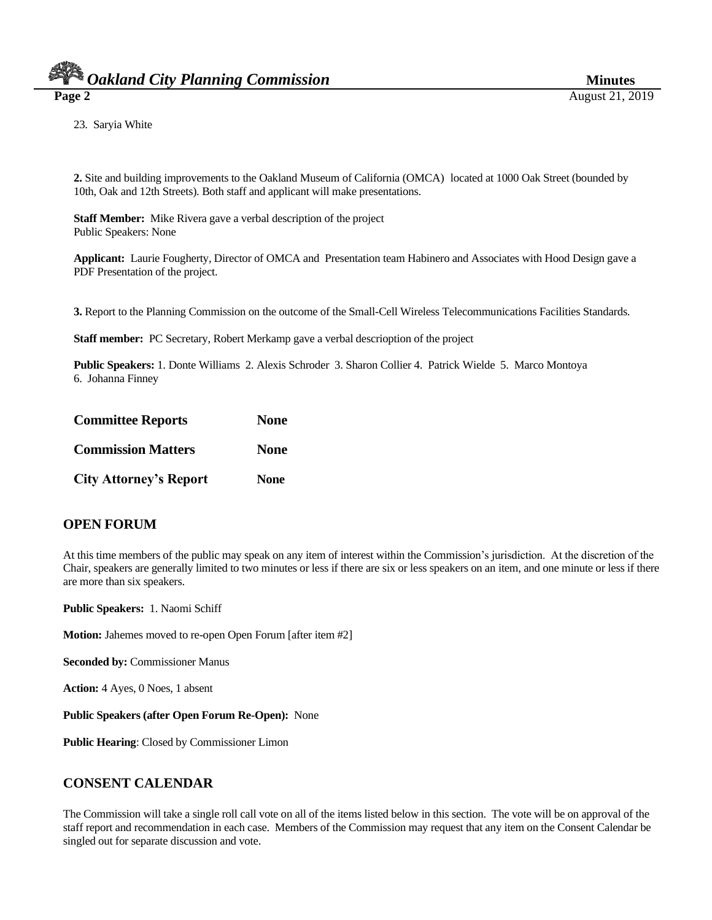23. Saryia White

**2.** Site and building improvements to the Oakland Museum of California (OMCA) located at 1000 Oak Street (bounded by 10th, Oak and 12th Streets). Both staff and applicant will make presentations.

**Staff Member:** Mike Rivera gave a verbal description of the project
Public Speakers: None

**Applicant:** Laurie Fougherty, Director of OMCA and Presentation team Habinero and Associates with Hood Design gave a PDF Presentation of the project.

**3.** Report to the Planning Commission on the outcome of the Small-Cell Wireless Telecommunications Facilities Standards.

**Staff member:** PC Secretary, Robert Merkamp gave a verbal descrioption of the project

**Public Speakers:** 1. Donte Williams 2. Alexis Schroder 3. Sharon Collier 4. Patrick Wielde 5. Marco Montoya 6. Johanna Finney

**Committee Reports** **None**

**Commission Matters** **None**

**City Attorney's Report** **None**

## OPEN FORUM

At this time members of the public may speak on any item of interest within the Commission's jurisdiction. At the discretion of the Chair, speakers are generally limited to two minutes or less if there are six or less speakers on an item, and one minute or less if there are more than six speakers.

**Public Speakers:** 1. Naomi Schiff

**Motion:** Jahemes moved to re-open Open Forum [after item #2]

**Seconded by:** Commissioner Manus

**Action:** 4 Ayes, 0 Noes, 1 absent

**Public Speakers (after Open Forum Re-Open):** None

**Public Hearing**: Closed by Commissioner Limon

## CONSENT CALENDAR

The Commission will take a single roll call vote on all of the items listed below in this section. The vote will be on approval of the staff report and recommendation in each case. Members of the Commission may request that any item on the Consent Calendar be singled out for separate discussion and vote.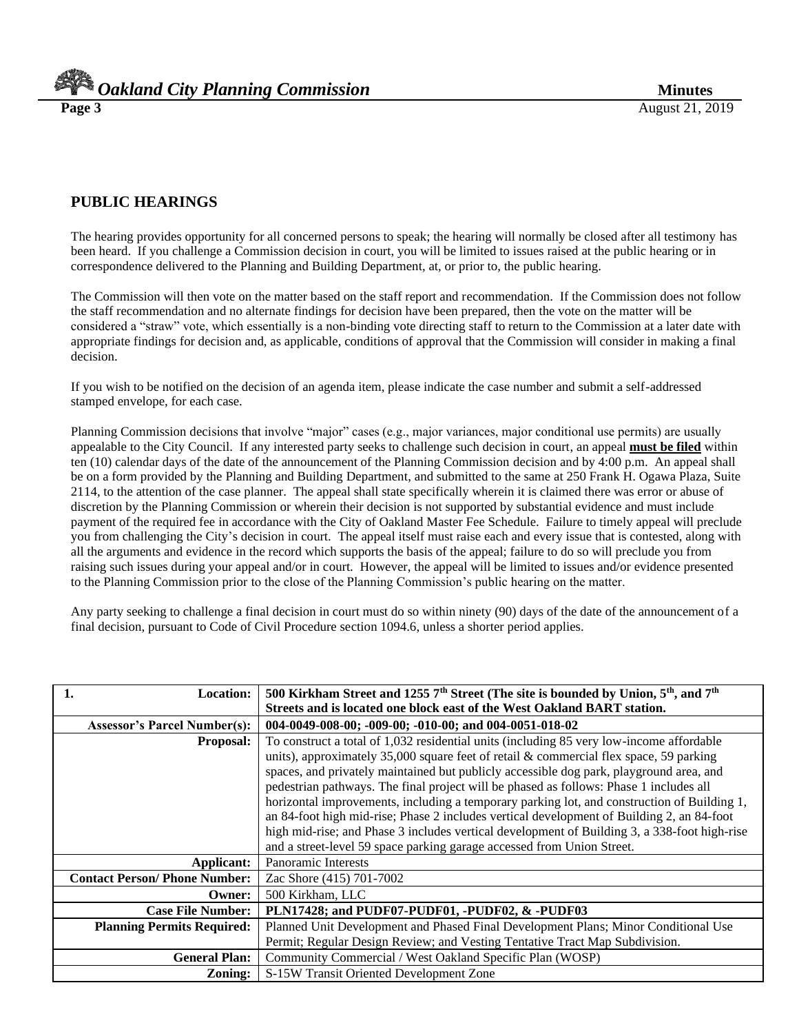## PUBLIC HEARINGS

The hearing provides opportunity for all concerned persons to speak; the hearing will normally be closed after all testimony has been heard. If you challenge a Commission decision in court, you will be limited to issues raised at the public hearing or in correspondence delivered to the Planning and Building Department, at, or prior to, the public hearing.

The Commission will then vote on the matter based on the staff report and recommendation. If the Commission does not follow the staff recommendation and no alternate findings for decision have been prepared, then the vote on the matter will be considered a "straw" vote, which essentially is a non-binding vote directing staff to return to the Commission at a later date with appropriate findings for decision and, as applicable, conditions of approval that the Commission will consider in making a final decision.

If you wish to be notified on the decision of an agenda item, please indicate the case number and submit a self-addressed stamped envelope, for each case.

Planning Commission decisions that involve "major" cases (e.g., major variances, major conditional use permits) are usually appealable to the City Council. If any interested party seeks to challenge such decision in court, an appeal **must be filed** within ten (10) calendar days of the date of the announcement of the Planning Commission decision and by 4:00 p.m. An appeal shall be on a form provided by the Planning and Building Department, and submitted to the same at 250 Frank H. Ogawa Plaza, Suite 2114, to the attention of the case planner. The appeal shall state specifically wherein it is claimed there was error or abuse of discretion by the Planning Commission or wherein their decision is not supported by substantial evidence and must include payment of the required fee in accordance with the City of Oakland Master Fee Schedule. Failure to timely appeal will preclude you from challenging the City's decision in court. The appeal itself must raise each and every issue that is contested, along with all the arguments and evidence in the record which supports the basis of the appeal; failure to do so will preclude you from raising such issues during your appeal and/or in court. However, the appeal will be limited to issues and/or evidence presented to the Planning Commission prior to the close of the Planning Commission's public hearing on the matter.

Any party seeking to challenge a final decision in court must do so within ninety (90) days of the date of the announcement of a final decision, pursuant to Code of Civil Procedure section 1094.6, unless a shorter period applies.

| **1. Location:** | **500 Kirkham Street and 1255 7th Street (The site is bounded by Union, 5th, and 7th Streets and is located one block east of the West Oakland BART station.** |
|---|---|
| **Assessor's Parcel Number(s):** | **004-0049-008-00; -009-00; -010-00; and 004-0051-018-02** |
| **Proposal:** | To construct a total of 1,032 residential units (including 85 very low-income affordable units), approximately 35,000 square feet of retail & commercial flex space, 59 parking spaces, and privately maintained but publicly accessible dog park, playground area, and pedestrian pathways. The final project will be phased as follows: Phase 1 includes all horizontal improvements, including a temporary parking lot, and construction of Building 1, an 84-foot high mid-rise; Phase 2 includes vertical development of Building 2, an 84-foot high mid-rise; and Phase 3 includes vertical development of Building 3, a 338-foot high-rise and a street-level 59 space parking garage accessed from Union Street. |
| **Applicant:** | Panoramic Interests |
| **Contact Person/ Phone Number:** | Zac Shore (415) 701-7002 |
| **Owner:** | 500 Kirkham, LLC |
| **Case File Number:** | **PLN17428; and PUDF07-PUDF01, -PUDF02, & -PUDF03** |
| **Planning Permits Required:** | Planned Unit Development and Phased Final Development Plans; Minor Conditional Use Permit; Regular Design Review; and Vesting Tentative Tract Map Subdivision. |
| **General Plan:** | Community Commercial / West Oakland Specific Plan (WOSP) |
| **Zoning:** | S-15W Transit Oriented Development Zone |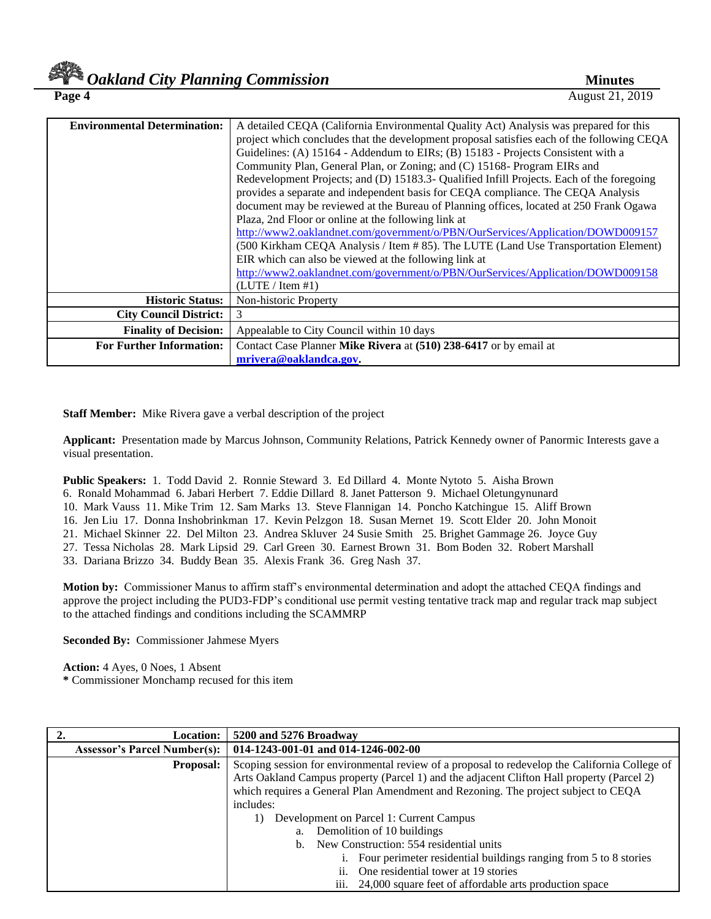| **Environmental Determination:** | A detailed CEQA (California Environmental Quality Act) Analysis was prepared for this project which concludes that the development proposal satisfies each of the following CEQA Guidelines: (A) 15164 - Addendum to EIRs; (B) 15183 - Projects Consistent with a Community Plan, General Plan, or Zoning; and (C) 15168- Program EIRs and Redevelopment Projects; and (D) 15183.3- Qualified Infill Projects. Each of the foregoing provides a separate and independent basis for CEQA compliance. The CEQA Analysis document may be reviewed at the Bureau of Planning offices, located at 250 Frank Ogawa Plaza, 2nd Floor or online at the following link at http://www2.oaklandnet.com/government/o/PBN/OurServices/Application/DOWD009157 (500 Kirkham CEQA Analysis / Item # 85). The LUTE (Land Use Transportation Element) EIR which can also be viewed at the following link at http://www2.oaklandnet.com/government/o/PBN/OurServices/Application/DOWD009158 (LUTE / Item #1) |
|---|---|
| **Historic Status:** | Non-historic Property |
| **City Council District:** | 3 |
| **Finality of Decision:** | Appealable to City Council within 10 days |
| **For Further Information:** | Contact Case Planner **Mike Rivera** at **(510) 238-6417** or by email at **mrivera@oaklandca.gov.** |

**Staff Member:** Mike Rivera gave a verbal description of the project

**Applicant:** Presentation made by Marcus Johnson, Community Relations, Patrick Kennedy owner of Panormic Interests gave a visual presentation.

**Public Speakers:** 1. Todd David 2. Ronnie Steward 3. Ed Dillard 4. Monte Nytoto 5. Aisha Brown 6. Ronald Mohammad 6. Jabari Herbert 7. Eddie Dillard 8. Janet Patterson 9. Michael Oletungynunard 10. Mark Vauss 11. Mike Trim 12. Sam Marks 13. Steve Flannigan 14. Poncho Katchingue 15. Aliff Brown 16. Jen Liu 17. Donna Inshobrinkman 17. Kevin Pelzgon 18. Susan Mernet 19. Scott Elder 20. John Monoit 21. Michael Skinner 22. Del Milton 23. Andrea Skluver 24 Susie Smith 25. Brighet Gammage 26. Joyce Guy 27. Tessa Nicholas 28. Mark Lipsid 29. Carl Green 30. Earnest Brown 31. Bom Boden 32. Robert Marshall 33. Dariana Brizzo 34. Buddy Bean 35. Alexis Frank 36. Greg Nash 37.

**Motion by:** Commissioner Manus to affirm staff's environmental determination and adopt the attached CEQA findings and approve the project including the PUD3-FDP's conditional use permit vesting tentative track map and regular track map subject to the attached findings and conditions including the SCAMMRP

**Seconded By:** Commissioner Jahmese Myers

**Action:** 4 Ayes, 0 Noes, 1 Absent
**\*** Commissioner Monchamp recused for this item

| **2. Location:** | **5200 and 5276 Broadway** |
|---|---|
| **Assessor's Parcel Number(s):** | **014-1243-001-01 and 014-1246-002-00** |
| **Proposal:** | Scoping session for environmental review of a proposal to redevelop the California College of Arts Oakland Campus property (Parcel 1) and the adjacent Clifton Hall property (Parcel 2) which requires a General Plan Amendment and Rezoning. The project subject to CEQA includes:<br>1) Development on Parcel 1: Current Campus<br>a. Demolition of 10 buildings<br>b. New Construction: 554 residential units<br>i. Four perimeter residential buildings ranging from 5 to 8 stories<br>ii. One residential tower at 19 stories<br>iii. 24,000 square feet of affordable arts production space |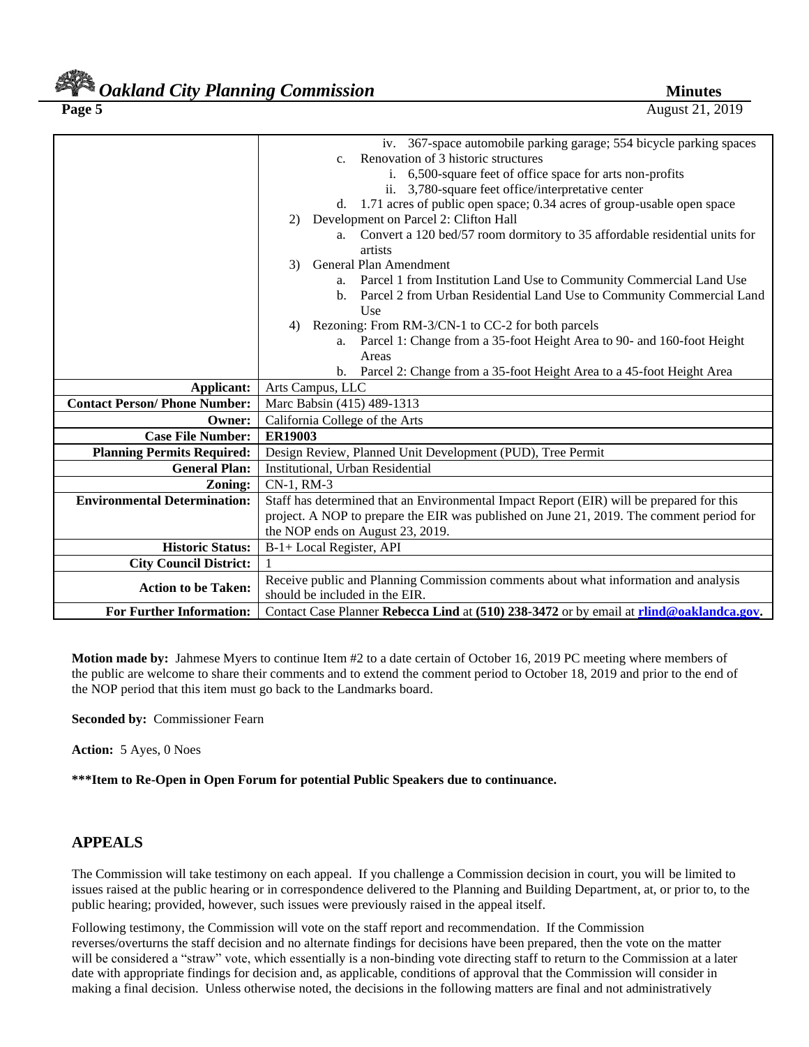| | |
|---|---|
| | iv. 367-space automobile parking garage; 554 bicycle parking spaces<br>c. Renovation of 3 historic structures<br>i. 6,500-square feet of office space for arts non-profits<br>ii. 3,780-square feet office/interpretative center<br>d. 1.71 acres of public open space; 0.34 acres of group-usable open space<br>2) Development on Parcel 2: Clifton Hall<br>a. Convert a 120 bed/57 room dormitory to 35 affordable residential units for artists<br>3) General Plan Amendment<br>a. Parcel 1 from Institution Land Use to Community Commercial Land Use<br>b. Parcel 2 from Urban Residential Land Use to Community Commercial Land Use<br>4) Rezoning: From RM-3/CN-1 to CC-2 for both parcels<br>a. Parcel 1: Change from a 35-foot Height Area to 90- and 160-foot Height Areas<br>b. Parcel 2: Change from a 35-foot Height Area to a 45-foot Height Area |
| **Applicant:** | Arts Campus, LLC |
| **Contact Person/ Phone Number:** | Marc Babsin (415) 489-1313 |
| **Owner:** | California College of the Arts |
| **Case File Number:** | **ER19003** |
| **Planning Permits Required:** | Design Review, Planned Unit Development (PUD), Tree Permit |
| **General Plan:** | Institutional, Urban Residential |
| **Zoning:** | CN-1, RM-3 |
| **Environmental Determination:** | Staff has determined that an Environmental Impact Report (EIR) will be prepared for this project. A NOP to prepare the EIR was published on June 21, 2019. The comment period for the NOP ends on August 23, 2019. |
| **Historic Status:** | B-1+ Local Register, API |
| **City Council District:** | 1 |
| **Action to be Taken:** | Receive public and Planning Commission comments about what information and analysis should be included in the EIR. |
| **For Further Information:** | Contact Case Planner **Rebecca Lind** at **(510) 238-3472** or by email at **rlind@oaklandca.gov**. |

**Motion made by:** Jahmese Myers to continue Item #2 to a date certain of October 16, 2019 PC meeting where members of the public are welcome to share their comments and to extend the comment period to October 18, 2019 and prior to the end of the NOP period that this item must go back to the Landmarks board.

**Seconded by:** Commissioner Fearn

**Action:** 5 Ayes, 0 Noes

**\*\*\*Item to Re-Open in Open Forum for potential Public Speakers due to continuance.**

## APPEALS

The Commission will take testimony on each appeal. If you challenge a Commission decision in court, you will be limited to issues raised at the public hearing or in correspondence delivered to the Planning and Building Department, at, or prior to, to the public hearing; provided, however, such issues were previously raised in the appeal itself.

Following testimony, the Commission will vote on the staff report and recommendation. If the Commission reverses/overturns the staff decision and no alternate findings for decisions have been prepared, then the vote on the matter will be considered a "straw" vote, which essentially is a non-binding vote directing staff to return to the Commission at a later date with appropriate findings for decision and, as applicable, conditions of approval that the Commission will consider in making a final decision. Unless otherwise noted, the decisions in the following matters are final and not administratively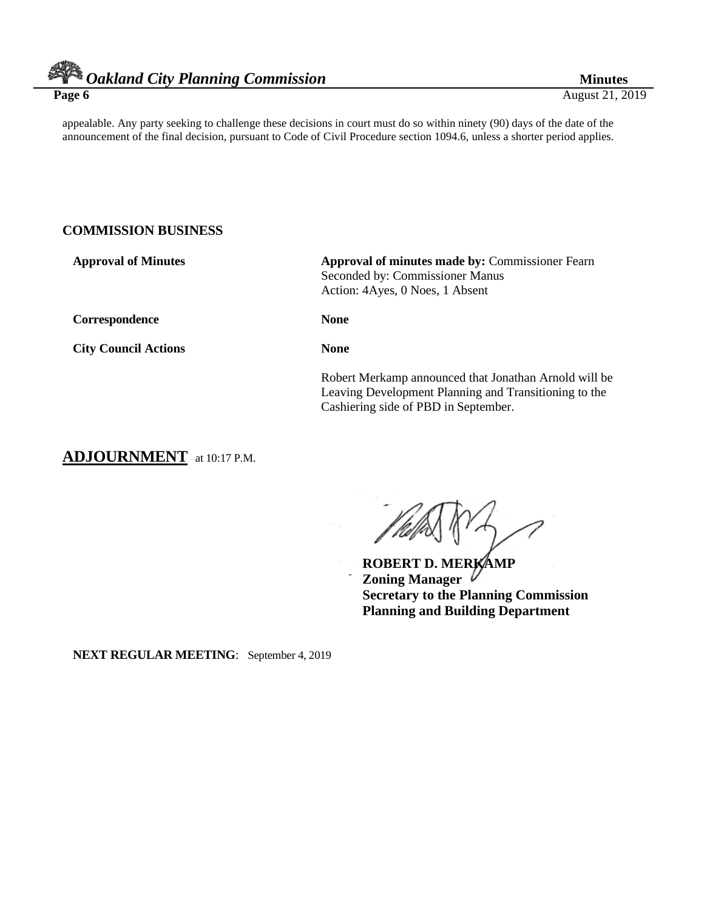appealable. Any party seeking to challenge these decisions in court must do so within ninety (90) days of the date of the announcement of the final decision, pursuant to Code of Civil Procedure section 1094.6, unless a shorter period applies.

## COMMISSION BUSINESS

**Approval of Minutes**

**Approval of minutes made by:** Commissioner Fearn
Seconded by: Commissioner Manus
Action: 4Ayes, 0 Noes, 1 Absent

**Correspondence**

**None**

**City Council Actions**

**None**

Robert Merkamp announced that Jonathan Arnold will be Leaving Development Planning and Transitioning to the Cashiering side of PBD in September.

## ADJOURNMENT at 10:17 P.M.

**ROBERT D. MERKAMP**
**Zoning Manager**
**Secretary to the Planning Commission**
**Planning and Building Department**

**NEXT REGULAR MEETING**: September 4, 2019